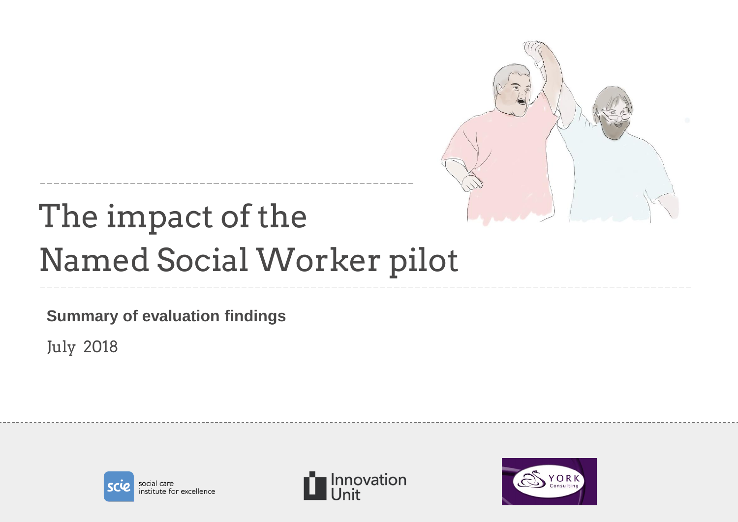# The impact of the Named Social Worker pilot

**Summary of evaluation findings**

July 2018

social care institute for excellence

Innovation Unit

YORK Consulting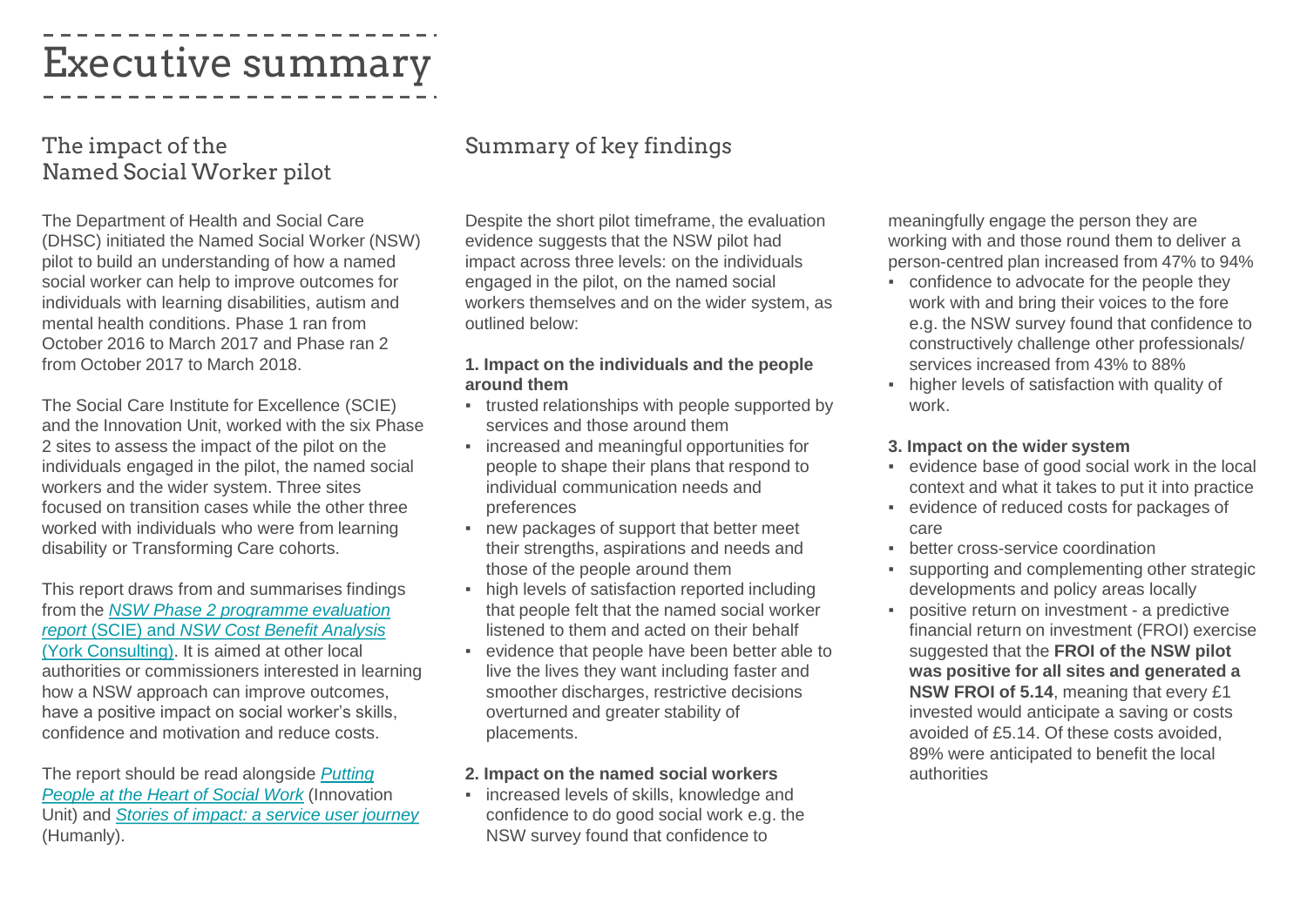# Executive summary

## The impact of the Named Social Worker pilot

The Department of Health and Social Care (DHSC) initiated the Named Social Worker (NSW) pilot to build an understanding of how a named social worker can help to improve outcomes for individuals with learning disabilities, autism and mental health conditions. Phase 1 ran from October 2016 to March 2017 and Phase ran 2 from October 2017 to March 2018.

The Social Care Institute for Excellence (SCIE) and the Innovation Unit, worked with the six Phase 2 sites to assess the impact of the pilot on the individuals engaged in the pilot, the named social workers and the wider system. Three sites focused on transition cases while the other three worked with individuals who were from learning disability or Transforming Care cohorts.

This report draws from and summarises findings from the *NSW Phase 2 programme evaluation report* (SCIE) and *NSW Cost Benefit Analysis* (York Consulting). It is aimed at other local authorities or commissioners interested in learning how a NSW approach can improve outcomes, have a positive impact on social worker's skills, confidence and motivation and reduce costs.

The report should be read alongside *Putting People at the Heart of Social Work* (Innovation Unit) and *Stories of impact: a service user journey* (Humanly).

## Summary of key findings

Despite the short pilot timeframe, the evaluation evidence suggests that the NSW pilot had impact across three levels: on the individuals engaged in the pilot, on the named social workers themselves and on the wider system, as outlined below:

**1. Impact on the individuals and the people around them**

- trusted relationships with people supported by services and those around them
- increased and meaningful opportunities for people to shape their plans that respond to individual communication needs and preferences
- new packages of support that better meet their strengths, aspirations and needs and those of the people around them
- high levels of satisfaction reported including that people felt that the named social worker listened to them and acted on their behalf
- evidence that people have been better able to live the lives they want including faster and smoother discharges, restrictive decisions overturned and greater stability of placements.

**2. Impact on the named social workers**

- increased levels of skills, knowledge and confidence to do good social work e.g. the NSW survey found that confidence to meaningfully engage the person they are working with and those round them to deliver a person-centred plan increased from 47% to 94%
- confidence to advocate for the people they work with and bring their voices to the fore e.g. the NSW survey found that confidence to constructively challenge other professionals/ services increased from 43% to 88%
- higher levels of satisfaction with quality of work.

**3. Impact on the wider system**

- evidence base of good social work in the local context and what it takes to put it into practice
- evidence of reduced costs for packages of care
- better cross-service coordination
- supporting and complementing other strategic developments and policy areas locally
- positive return on investment - a predictive financial return on investment (FROI) exercise suggested that the **FROI of the NSW pilot was positive for all sites and generated a NSW FROI of 5.14**, meaning that every £1 invested would anticipate a saving or costs avoided of £5.14. Of these costs avoided, 89% were anticipated to benefit the local authorities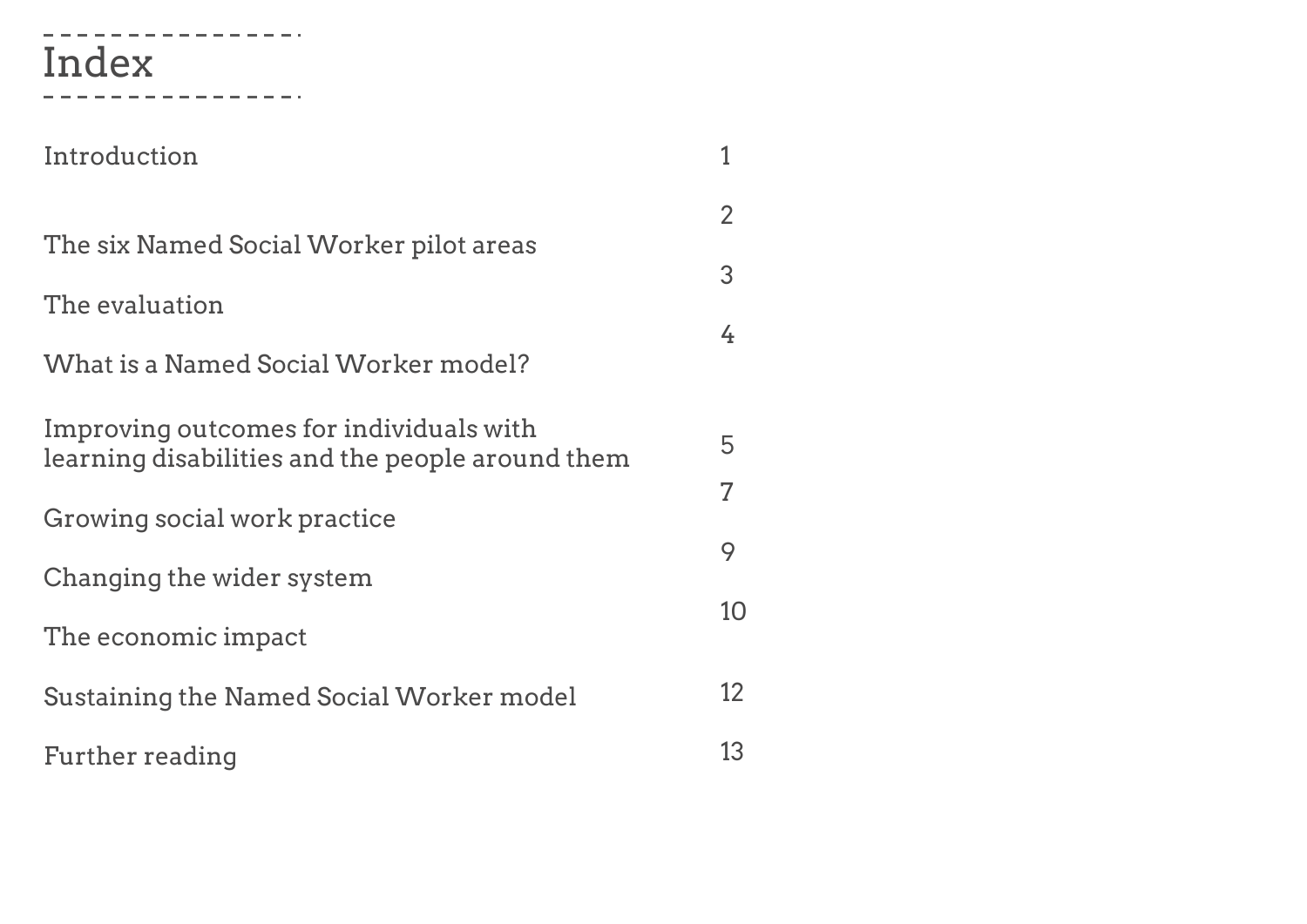# Index

| | |
|---|---|
| Introduction | 1 |
| The six Named Social Worker pilot areas | 2 |
| The evaluation | 3 |
| What is a Named Social Worker model? | 4 |
| Improving outcomes for individuals with learning disabilities and the people around them | 5 |
| Growing social work practice | 7 |
| Changing the wider system | 9 |
| The economic impact | 10 |
| Sustaining the Named Social Worker model | 12 |
| Further reading | 13 |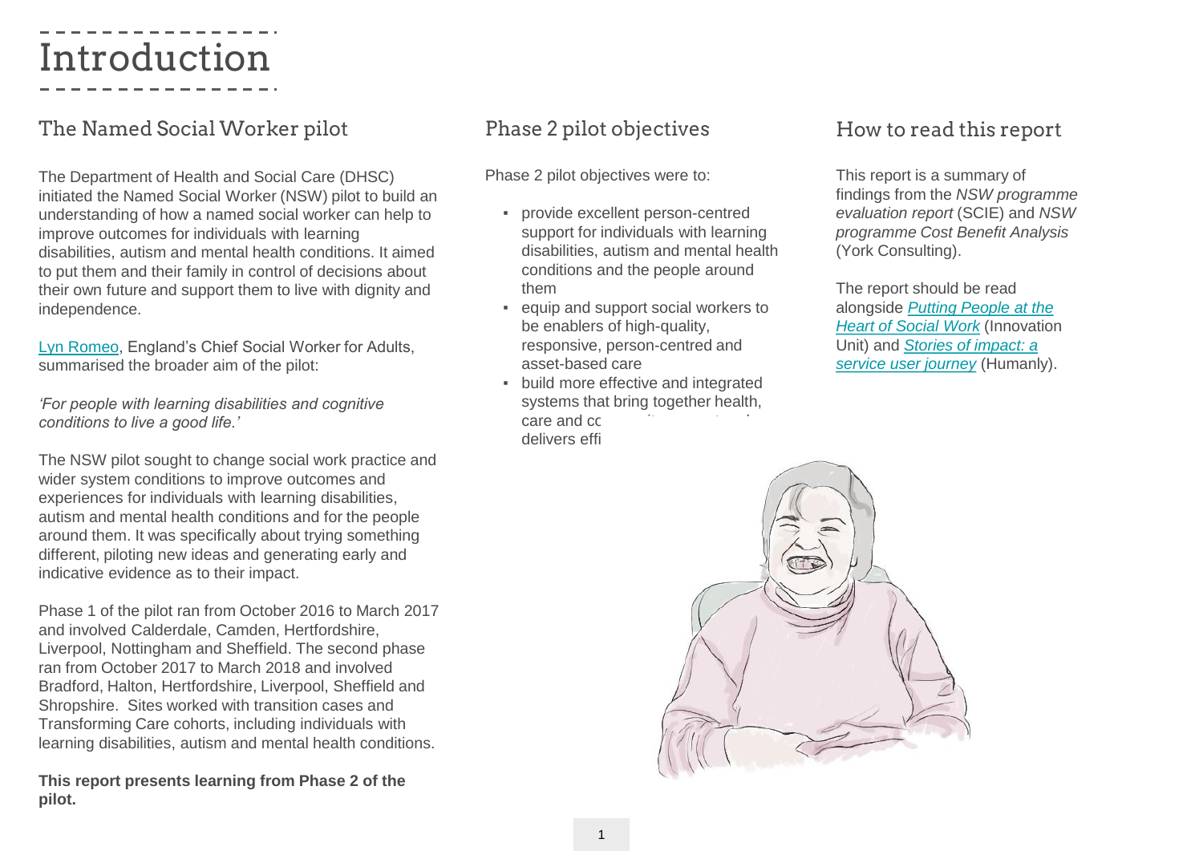# Introduction

## The Named Social Worker pilot

The Department of Health and Social Care (DHSC) initiated the Named Social Worker (NSW) pilot to build an understanding of how a named social worker can help to improve outcomes for individuals with learning disabilities, autism and mental health conditions. It aimed to put them and their family in control of decisions about their own future and support them to live with dignity and independence.

Lyn Romeo, England's Chief Social Worker for Adults, summarised the broader aim of the pilot:

*'For people with learning disabilities and cognitive conditions to live a good life.'*

The NSW pilot sought to change social work practice and wider system conditions to improve outcomes and experiences for individuals with learning disabilities, autism and mental health conditions and for the people around them. It was specifically about trying something different, piloting new ideas and generating early and indicative evidence as to their impact.

Phase 1 of the pilot ran from October 2016 to March 2017 and involved Calderdale, Camden, Hertfordshire, Liverpool, Nottingham and Sheffield. The second phase ran from October 2017 to March 2018 and involved Bradford, Halton, Hertfordshire, Liverpool, Sheffield and Shropshire. Sites worked with transition cases and Transforming Care cohorts, including individuals with learning disabilities, autism and mental health conditions.

**This report presents learning from Phase 2 of the pilot.**

## Phase 2 pilot objectives

Phase 2 pilot objectives were to:

- provide excellent person-centred support for individuals with learning disabilities, autism and mental health conditions and the people around them
- equip and support social workers to be enablers of high-quality, responsive, person-centred and asset-based care
- build more effective and integrated systems that bring together health, care and cc delivers effi

## How to read this report

This report is a summary of findings from the *NSW programme evaluation report* (SCIE) and *NSW programme Cost Benefit Analysis* (York Consulting).

The report should be read alongside *Putting People at the Heart of Social Work* (Innovation Unit) and *Stories of impact: a service user journey* (Humanly).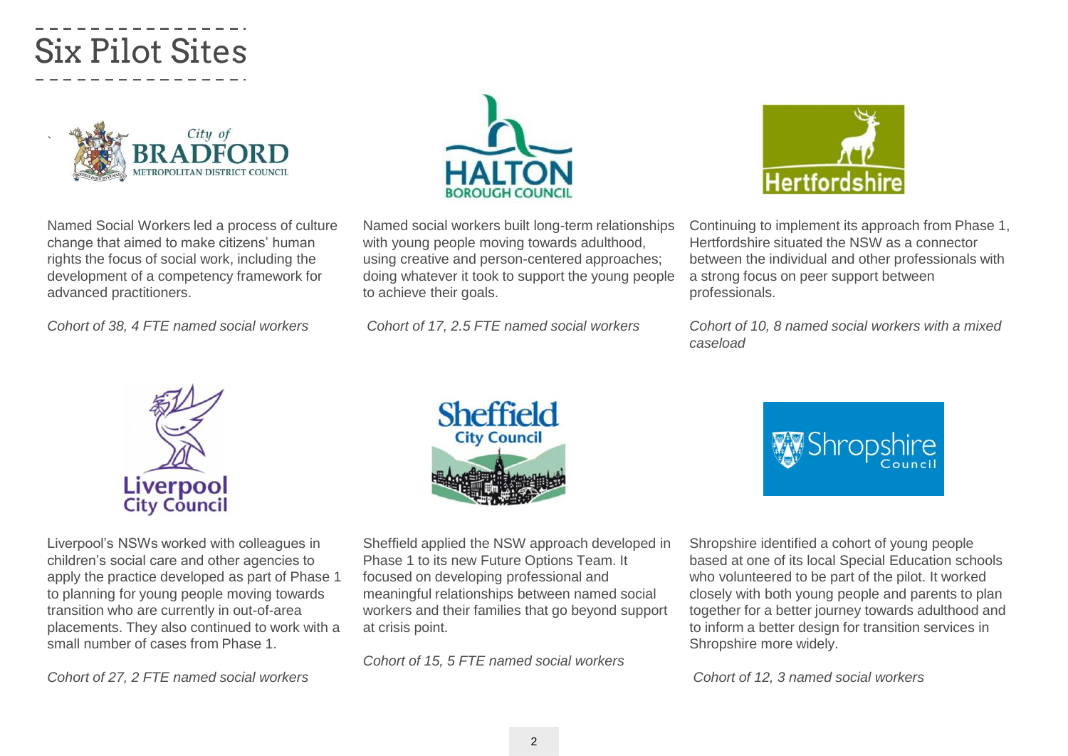# Six Pilot Sites

**Bradford**

Named Social Workers led a process of culture change that aimed to make citizens' human rights the focus of social work, including the development of a competency framework for advanced practitioners.

*Cohort of 38, 4 FTE named social workers*

**Halton**

Named social workers built long-term relationships with young people moving towards adulthood, using creative and person-centered approaches; doing whatever it took to support the young people to achieve their goals.

*Cohort of 17, 2.5 FTE named social workers*

**Hertfordshire**

Continuing to implement its approach from Phase 1, Hertfordshire situated the NSW as a connector between the individual and other professionals with a strong focus on peer support between professionals.

*Cohort of 10, 8 named social workers with a mixed caseload*

**Liverpool**

Liverpool's NSWs worked with colleagues in children's social care and other agencies to apply the practice developed as part of Phase 1 to planning for young people moving towards transition who are currently in out-of-area placements. They also continued to work with a small number of cases from Phase 1.

*Cohort of 27, 2 FTE named social workers*

**Sheffield**

Sheffield applied the NSW approach developed in Phase 1 to its new Future Options Team. It focused on developing professional and meaningful relationships between named social workers and their families that go beyond support at crisis point.

*Cohort of 15, 5 FTE named social workers*

**Shropshire**

Shropshire identified a cohort of young people based at one of its local Special Education schools who volunteered to be part of the pilot. It worked closely with both young people and parents to plan together for a better journey towards adulthood and to inform a better design for transition services in Shropshire more widely.

*Cohort of 12, 3 named social workers*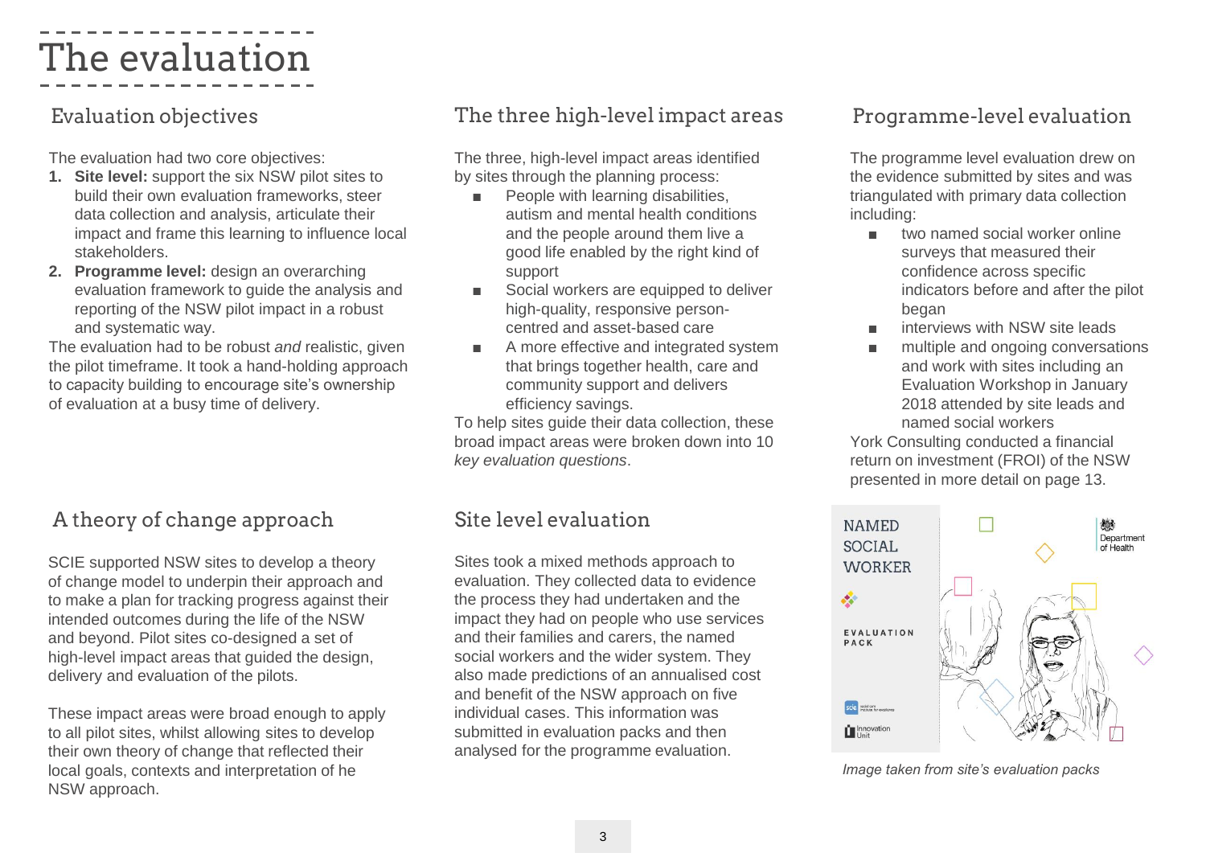# The evaluation

## Evaluation objectives

The evaluation had two core objectives:

1. **Site level:** support the six NSW pilot sites to build their own evaluation frameworks, steer data collection and analysis, articulate their impact and frame this learning to influence local stakeholders.
2. **Programme level:** design an overarching evaluation framework to guide the analysis and reporting of the NSW pilot impact in a robust and systematic way.

The evaluation had to be robust *and* realistic, given the pilot timeframe. It took a hand-holding approach to capacity building to encourage site's ownership of evaluation at a busy time of delivery.

## A theory of change approach

SCIE supported NSW sites to develop a theory of change model to underpin their approach and to make a plan for tracking progress against their intended outcomes during the life of the NSW and beyond. Pilot sites co-designed a set of high-level impact areas that guided the design, delivery and evaluation of the pilots.

These impact areas were broad enough to apply to all pilot sites, whilst allowing sites to develop their own theory of change that reflected their local goals, contexts and interpretation of he NSW approach.

## The three high-level impact areas

The three, high-level impact areas identified by sites through the planning process:

- People with learning disabilities, autism and mental health conditions and the people around them live a good life enabled by the right kind of support
- Social workers are equipped to deliver high-quality, responsive person-centred and asset-based care
- A more effective and integrated system that brings together health, care and community support and delivers efficiency savings.

To help sites guide their data collection, these broad impact areas were broken down into 10 *key evaluation questions*.

## Site level evaluation

Sites took a mixed methods approach to evaluation. They collected data to evidence the process they had undertaken and the impact they had on people who use services and their families and carers, the named social workers and the wider system. They also made predictions of an annualised cost and benefit of the NSW approach on five individual cases. This information was submitted in evaluation packs and then analysed for the programme evaluation.

## Programme-level evaluation

The programme level evaluation drew on the evidence submitted by sites and was triangulated with primary data collection including:

- two named social worker online surveys that measured their confidence across specific indicators before and after the pilot began
- interviews with NSW site leads
- multiple and ongoing conversations and work with sites including an Evaluation Workshop in January 2018 attended by site leads and named social workers

York Consulting conducted a financial return on investment (FROI) of the NSW presented in more detail on page 13.

*Image taken from site's evaluation packs*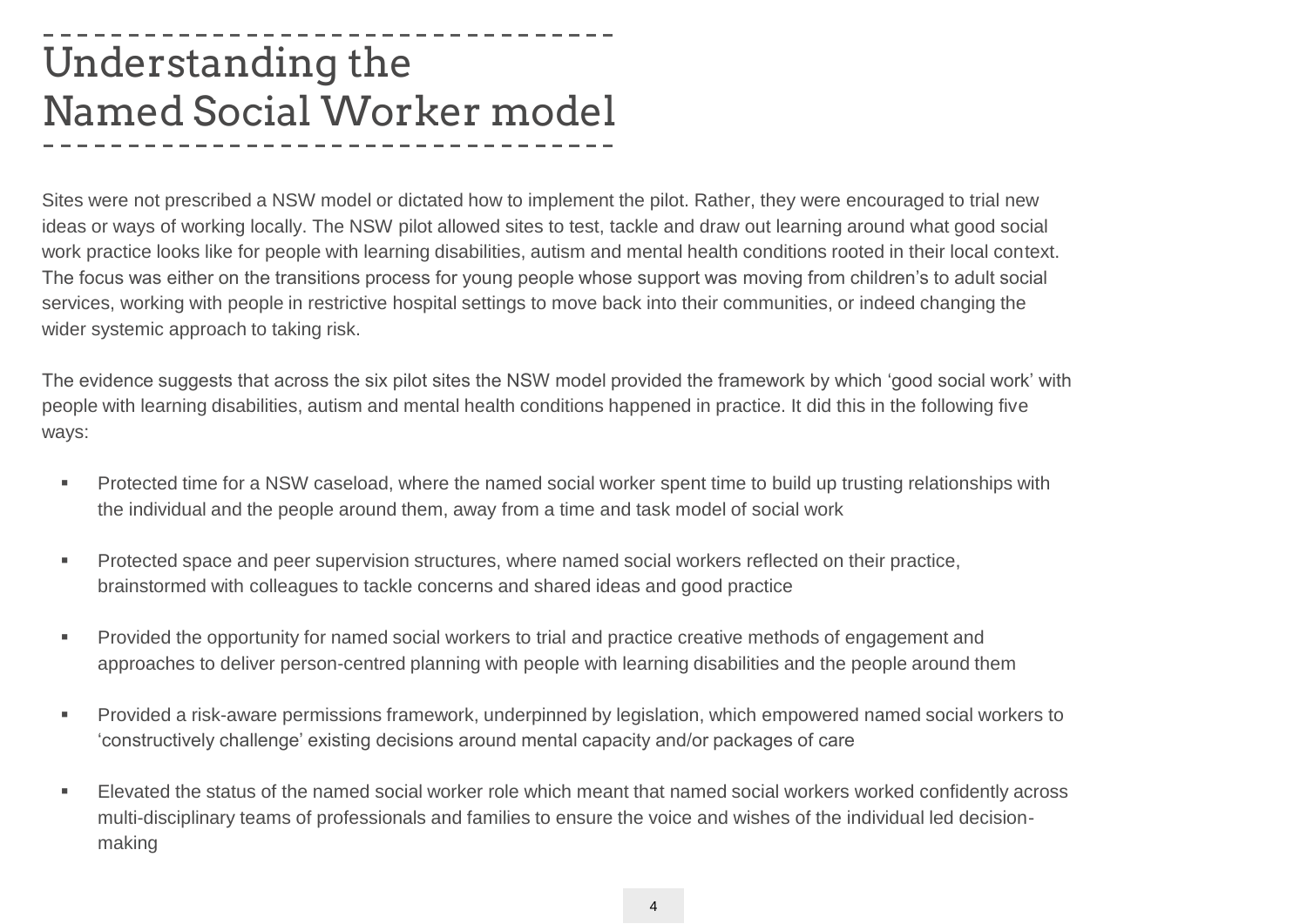# Understanding the Named Social Worker model

Sites were not prescribed a NSW model or dictated how to implement the pilot. Rather, they were encouraged to trial new ideas or ways of working locally. The NSW pilot allowed sites to test, tackle and draw out learning around what good social work practice looks like for people with learning disabilities, autism and mental health conditions rooted in their local context. The focus was either on the transitions process for young people whose support was moving from children's to adult social services, working with people in restrictive hospital settings to move back into their communities, or indeed changing the wider systemic approach to taking risk.

The evidence suggests that across the six pilot sites the NSW model provided the framework by which 'good social work' with people with learning disabilities, autism and mental health conditions happened in practice. It did this in the following five ways:

- Protected time for a NSW caseload, where the named social worker spent time to build up trusting relationships with the individual and the people around them, away from a time and task model of social work
- Protected space and peer supervision structures, where named social workers reflected on their practice, brainstormed with colleagues to tackle concerns and shared ideas and good practice
- Provided the opportunity for named social workers to trial and practice creative methods of engagement and approaches to deliver person-centred planning with people with learning disabilities and the people around them
- Provided a risk-aware permissions framework, underpinned by legislation, which empowered named social workers to 'constructively challenge' existing decisions around mental capacity and/or packages of care
- Elevated the status of the named social worker role which meant that named social workers worked confidently across multi-disciplinary teams of professionals and families to ensure the voice and wishes of the individual led decision-making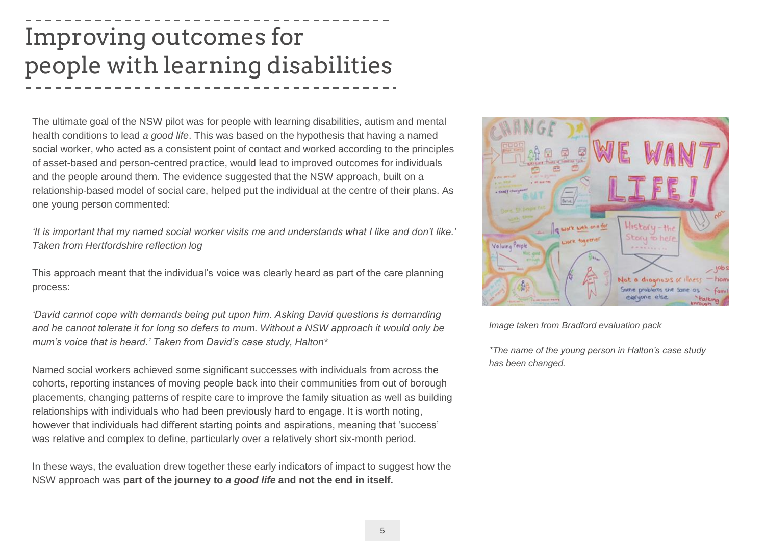# Improving outcomes for people with learning disabilities

The ultimate goal of the NSW pilot was for people with learning disabilities, autism and mental health conditions to lead *a good life*. This was based on the hypothesis that having a named social worker, who acted as a consistent point of contact and worked according to the principles of asset-based and person-centred practice, would lead to improved outcomes for individuals and the people around them. The evidence suggested that the NSW approach, built on a relationship-based model of social care, helped put the individual at the centre of their plans. As one young person commented:

*'It is important that my named social worker visits me and understands what I like and don't like.' Taken from Hertfordshire reflection log*

This approach meant that the individual's voice was clearly heard as part of the care planning process:

*'David cannot cope with demands being put upon him. Asking David questions is demanding and he cannot tolerate it for long so defers to mum. Without a NSW approach it would only be mum's voice that is heard.' Taken from David's case study, Halton**

Named social workers achieved some significant successes with individuals from across the cohorts, reporting instances of moving people back into their communities from out of borough placements, changing patterns of respite care to improve the family situation as well as building relationships with individuals who had been previously hard to engage. It is worth noting, however that individuals had different starting points and aspirations, meaning that 'success' was relative and complex to define, particularly over a relatively short six-month period.

In these ways, the evaluation drew together these early indicators of impact to suggest how the NSW approach was **part of the journey to *a good life* and not the end in itself.**

*Image taken from Bradford evaluation pack*

*\*The name of the young person in Halton's case study has been changed.*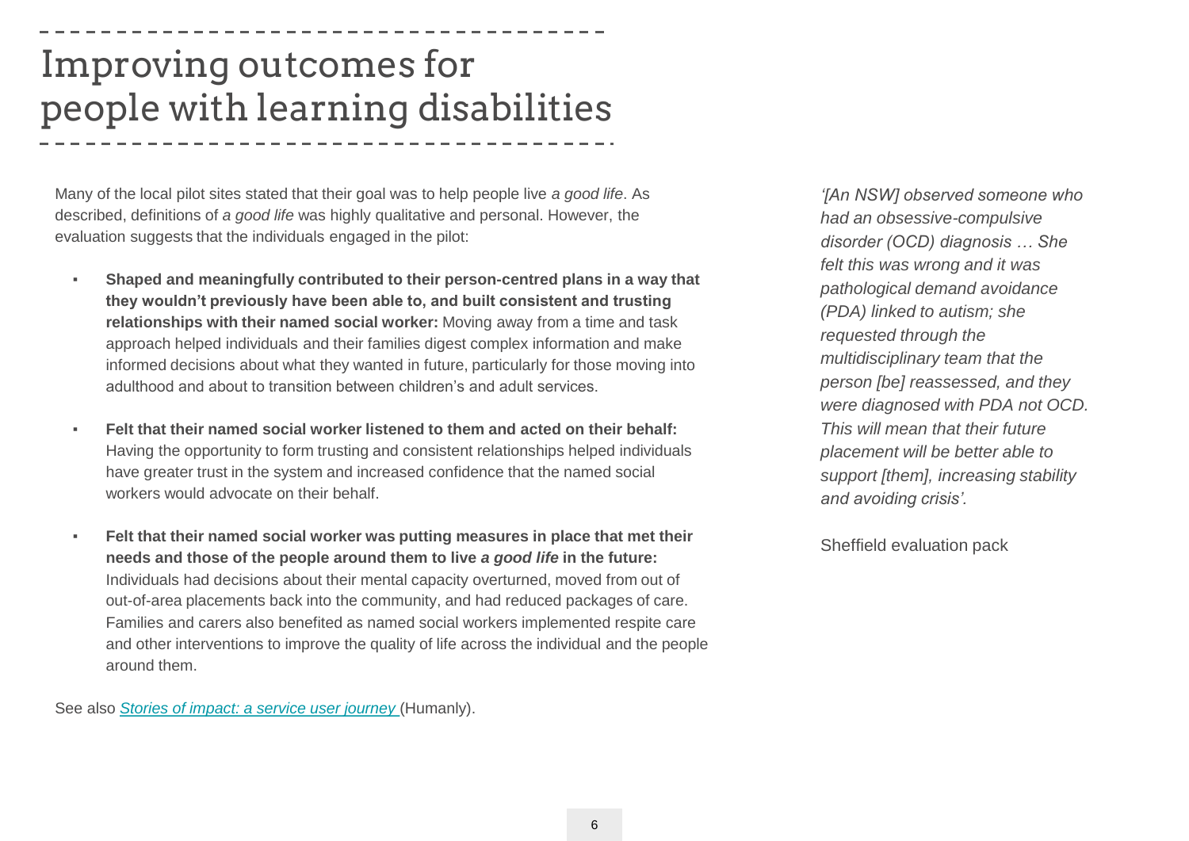# Improving outcomes for people with learning disabilities

Many of the local pilot sites stated that their goal was to help people live *a good life*. As described, definitions of *a good life* was highly qualitative and personal. However, the evaluation suggests that the individuals engaged in the pilot:

- **Shaped and meaningfully contributed to their person-centred plans in a way that they wouldn't previously have been able to, and built consistent and trusting relationships with their named social worker:** Moving away from a time and task approach helped individuals and their families digest complex information and make informed decisions about what they wanted in future, particularly for those moving into adulthood and about to transition between children's and adult services.

- **Felt that their named social worker listened to them and acted on their behalf:** Having the opportunity to form trusting and consistent relationships helped individuals have greater trust in the system and increased confidence that the named social workers would advocate on their behalf.

- **Felt that their named social worker was putting measures in place that met their needs and those of the people around them to live *a good life* in the future:** Individuals had decisions about their mental capacity overturned, moved from out of out-of-area placements back into the community, and had reduced packages of care. Families and carers also benefited as named social workers implemented respite care and other interventions to improve the quality of life across the individual and the people around them.

See also *Stories of impact: a service user journey* (Humanly).

*'[An NSW] observed someone who had an obsessive-compulsive disorder (OCD) diagnosis … She felt this was wrong and it was pathological demand avoidance (PDA) linked to autism; she requested through the multidisciplinary team that the person [be] reassessed, and they were diagnosed with PDA not OCD. This will mean that their future placement will be better able to support [them], increasing stability and avoiding crisis'.*

Sheffield evaluation pack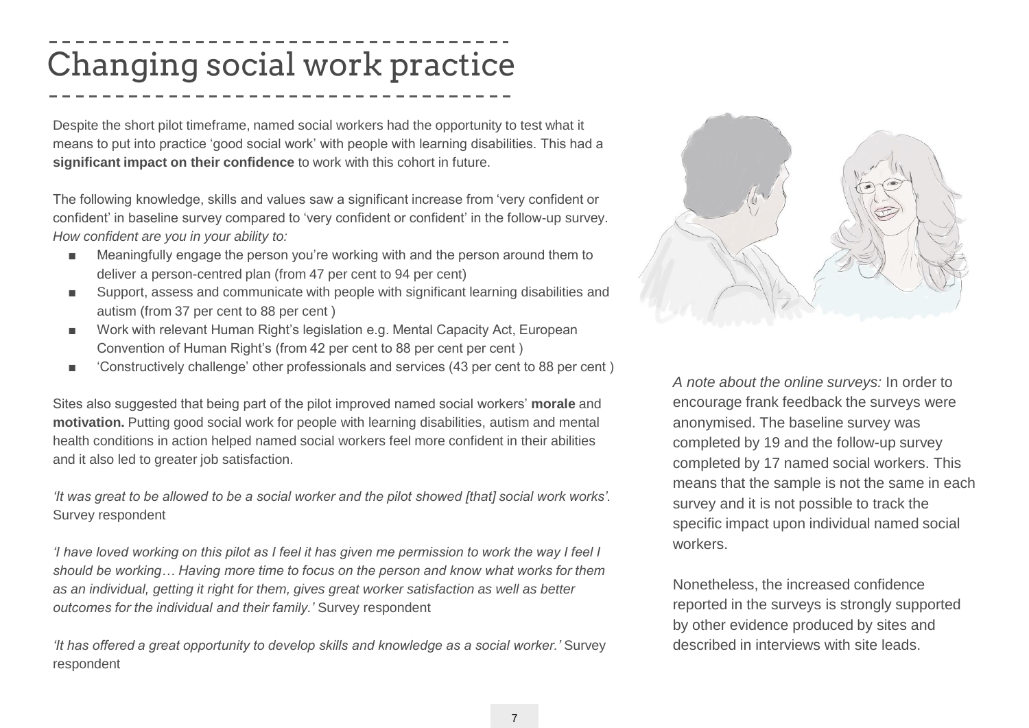# Changing social work practice

Despite the short pilot timeframe, named social workers had the opportunity to test what it means to put into practice 'good social work' with people with learning disabilities. This had a **significant impact on their confidence** to work with this cohort in future.

The following knowledge, skills and values saw a significant increase from 'very confident or confident' in baseline survey compared to 'very confident or confident' in the follow-up survey. *How confident are you in your ability to:*

- Meaningfully engage the person you're working with and the person around them to deliver a person-centred plan (from 47 per cent to 94 per cent)
- Support, assess and communicate with people with significant learning disabilities and autism (from 37 per cent to 88 per cent )
- Work with relevant Human Right's legislation e.g. Mental Capacity Act, European Convention of Human Right's (from 42 per cent to 88 per cent per cent )
- 'Constructively challenge' other professionals and services (43 per cent to 88 per cent )

Sites also suggested that being part of the pilot improved named social workers' **morale** and **motivation.** Putting good social work for people with learning disabilities, autism and mental health conditions in action helped named social workers feel more confident in their abilities and it also led to greater job satisfaction.

*'It was great to be allowed to be a social worker and the pilot showed [that] social work works'.* Survey respondent

*'I have loved working on this pilot as I feel it has given me permission to work the way I feel I should be working… Having more time to focus on the person and know what works for them as an individual, getting it right for them, gives great worker satisfaction as well as better outcomes for the individual and their family.'* Survey respondent

*'It has offered a great opportunity to develop skills and knowledge as a social worker.'* Survey respondent

*A note about the online surveys:* In order to encourage frank feedback the surveys were anonymised. The baseline survey was completed by 19 and the follow-up survey completed by 17 named social workers. This means that the sample is not the same in each survey and it is not possible to track the specific impact upon individual named social workers.

Nonetheless, the increased confidence reported in the surveys is strongly supported by other evidence produced by sites and described in interviews with site leads.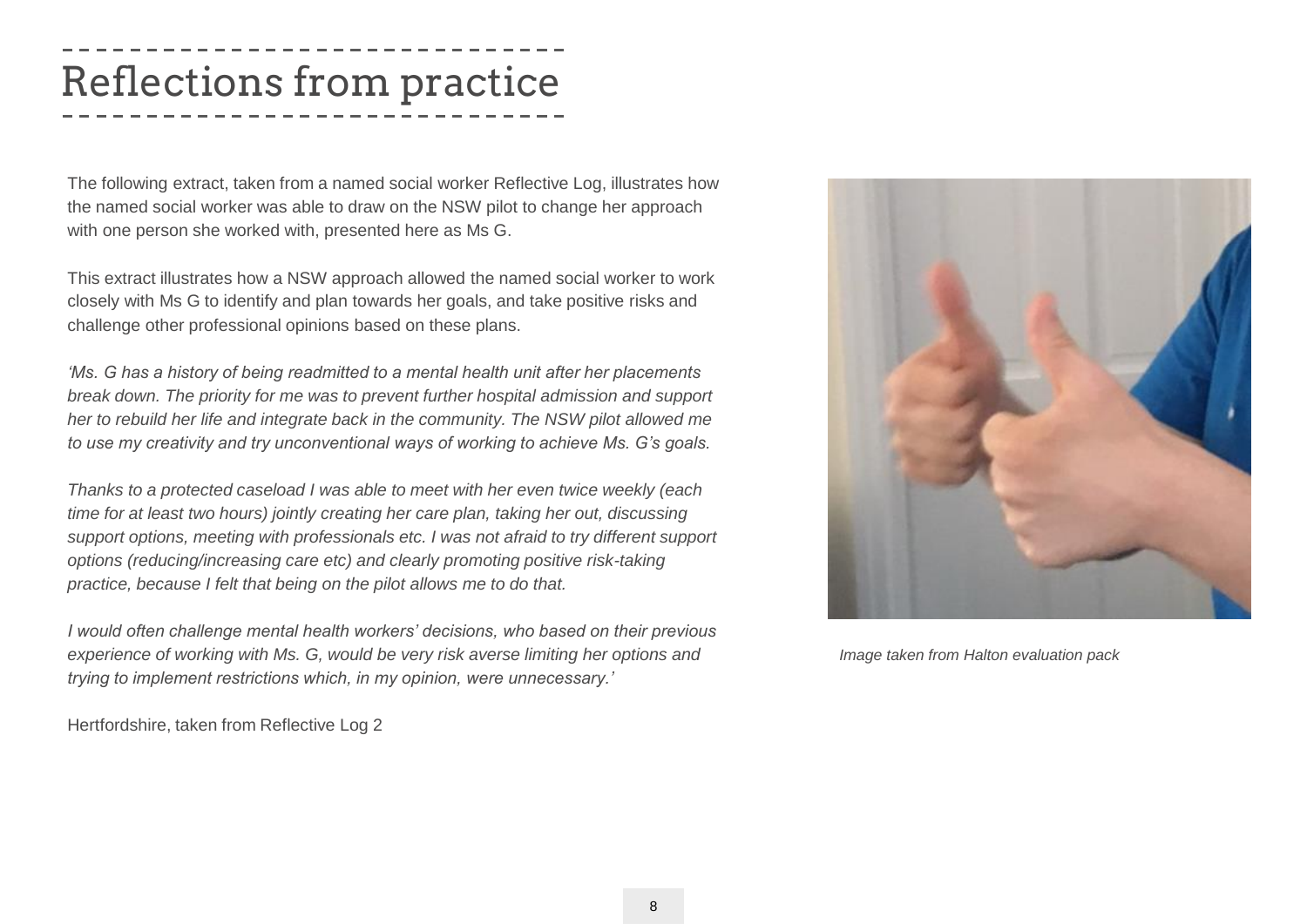# Reflections from practice

The following extract, taken from a named social worker Reflective Log, illustrates how the named social worker was able to draw on the NSW pilot to change her approach with one person she worked with, presented here as Ms G.

This extract illustrates how a NSW approach allowed the named social worker to work closely with Ms G to identify and plan towards her goals, and take positive risks and challenge other professional opinions based on these plans.

*'Ms. G has a history of being readmitted to a mental health unit after her placements break down. The priority for me was to prevent further hospital admission and support her to rebuild her life and integrate back in the community. The NSW pilot allowed me to use my creativity and try unconventional ways of working to achieve Ms. G's goals.*

*Thanks to a protected caseload I was able to meet with her even twice weekly (each time for at least two hours) jointly creating her care plan, taking her out, discussing support options, meeting with professionals etc. I was not afraid to try different support options (reducing/increasing care etc) and clearly promoting positive risk-taking practice, because I felt that being on the pilot allows me to do that.*

*I would often challenge mental health workers' decisions, who based on their previous experience of working with Ms. G, would be very risk averse limiting her options and trying to implement restrictions which, in my opinion, were unnecessary.'*

Hertfordshire, taken from Reflective Log 2

*Image taken from Halton evaluation pack*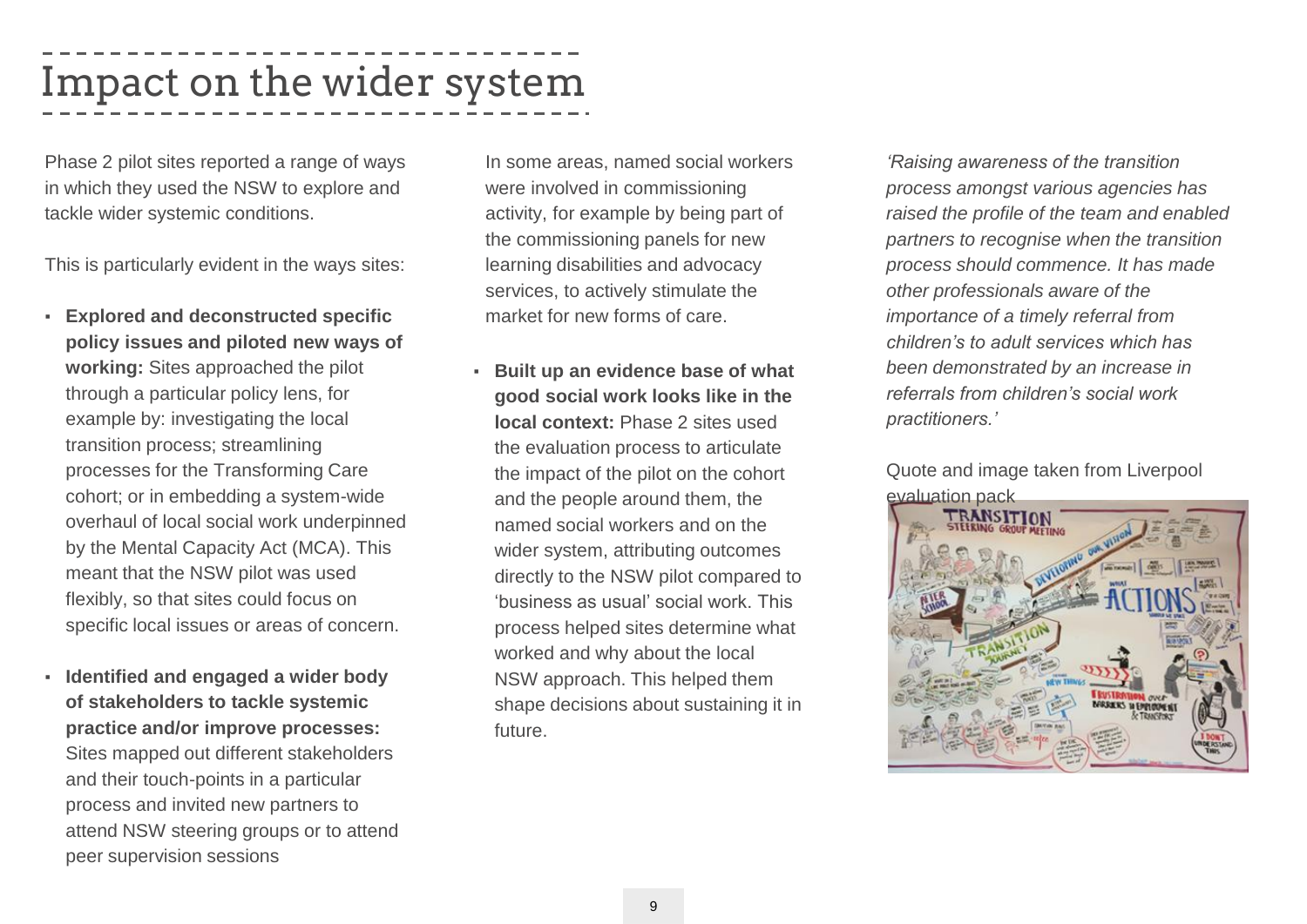# Impact on the wider system

Phase 2 pilot sites reported a range of ways in which they used the NSW to explore and tackle wider systemic conditions.

This is particularly evident in the ways sites:

- **Explored and deconstructed specific policy issues and piloted new ways of working:** Sites approached the pilot through a particular policy lens, for example by: investigating the local transition process; streamlining processes for the Transforming Care cohort; or in embedding a system-wide overhaul of local social work underpinned by the Mental Capacity Act (MCA). This meant that the NSW pilot was used flexibly, so that sites could focus on specific local issues or areas of concern.
- **Identified and engaged a wider body of stakeholders to tackle systemic practice and/or improve processes:** Sites mapped out different stakeholders and their touch-points in a particular process and invited new partners to attend NSW steering groups or to attend peer supervision sessions

In some areas, named social workers were involved in commissioning activity, for example by being part of the commissioning panels for new learning disabilities and advocacy services, to actively stimulate the market for new forms of care.

- **Built up an evidence base of what good social work looks like in the local context:** Phase 2 sites used the evaluation process to articulate the impact of the pilot on the cohort and the people around them, the named social workers and on the wider system, attributing outcomes directly to the NSW pilot compared to 'business as usual' social work. This process helped sites determine what worked and why about the local NSW approach. This helped them shape decisions about sustaining it in future.

*'Raising awareness of the transition process amongst various agencies has raised the profile of the team and enabled partners to recognise when the transition process should commence. It has made other professionals aware of the importance of a timely referral from children's to adult services which has been demonstrated by an increase in referrals from children's social work practitioners.'*

Quote and image taken from Liverpool evaluation pack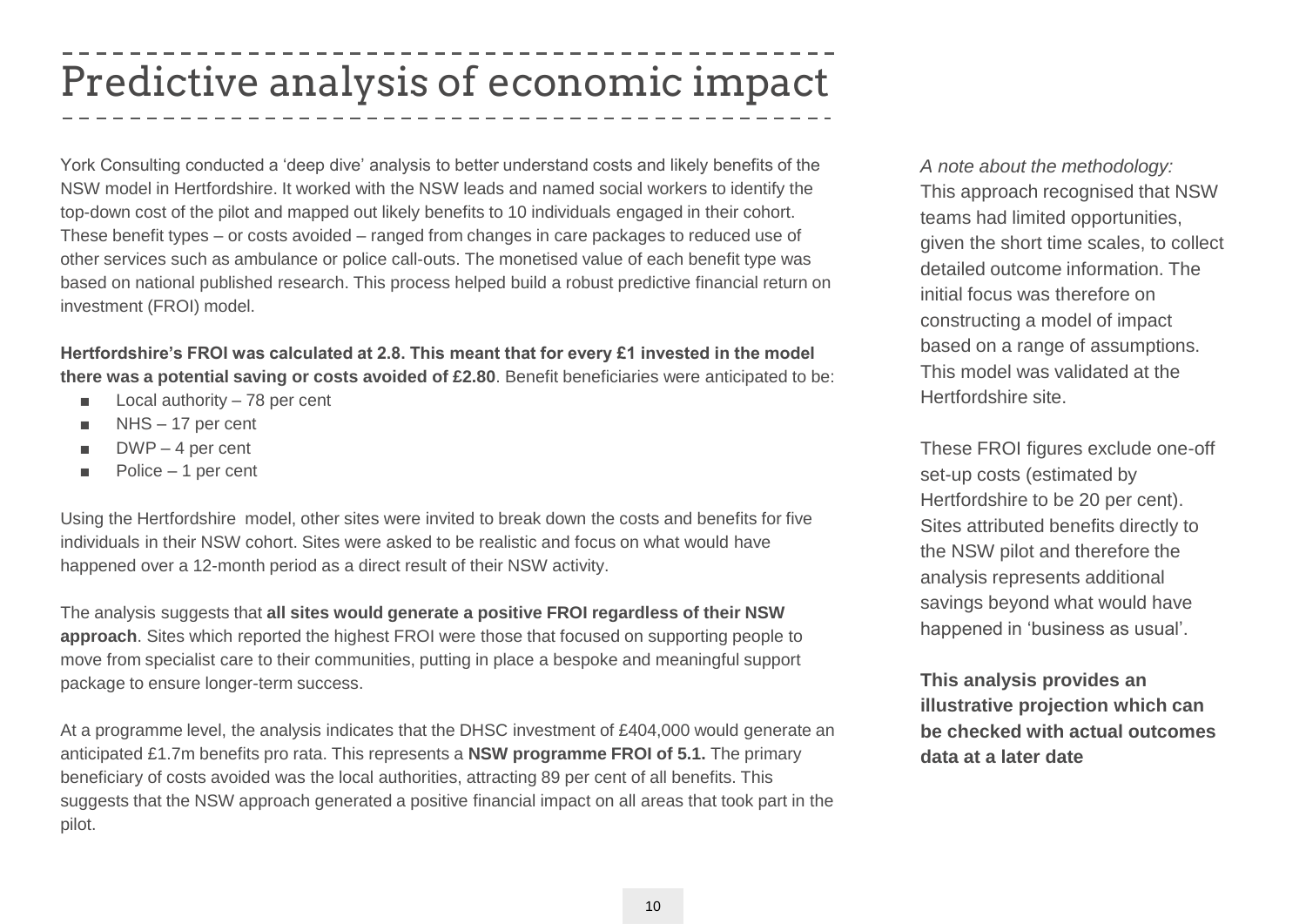# Predictive analysis of economic impact

York Consulting conducted a 'deep dive' analysis to better understand costs and likely benefits of the NSW model in Hertfordshire. It worked with the NSW leads and named social workers to identify the top-down cost of the pilot and mapped out likely benefits to 10 individuals engaged in their cohort. These benefit types – or costs avoided – ranged from changes in care packages to reduced use of other services such as ambulance or police call-outs. The monetised value of each benefit type was based on national published research. This process helped build a robust predictive financial return on investment (FROI) model.

**Hertfordshire's FROI was calculated at 2.8. This meant that for every £1 invested in the model there was a potential saving or costs avoided of £2.80**. Benefit beneficiaries were anticipated to be:

- Local authority – 78 per cent
- NHS – 17 per cent
- DWP – 4 per cent
- Police – 1 per cent

Using the Hertfordshire model, other sites were invited to break down the costs and benefits for five individuals in their NSW cohort. Sites were asked to be realistic and focus on what would have happened over a 12-month period as a direct result of their NSW activity.

The analysis suggests that **all sites would generate a positive FROI regardless of their NSW approach**. Sites which reported the highest FROI were those that focused on supporting people to move from specialist care to their communities, putting in place a bespoke and meaningful support package to ensure longer-term success.

At a programme level, the analysis indicates that the DHSC investment of £404,000 would generate an anticipated £1.7m benefits pro rata. This represents a **NSW programme FROI of 5.1.** The primary beneficiary of costs avoided was the local authorities, attracting 89 per cent of all benefits. This suggests that the NSW approach generated a positive financial impact on all areas that took part in the pilot.

*A note about the methodology:*
This approach recognised that NSW teams had limited opportunities, given the short time scales, to collect detailed outcome information. The initial focus was therefore on constructing a model of impact based on a range of assumptions. This model was validated at the Hertfordshire site.

These FROI figures exclude one-off set-up costs (estimated by Hertfordshire to be 20 per cent). Sites attributed benefits directly to the NSW pilot and therefore the analysis represents additional savings beyond what would have happened in 'business as usual'.

**This analysis provides an illustrative projection which can be checked with actual outcomes data at a later date**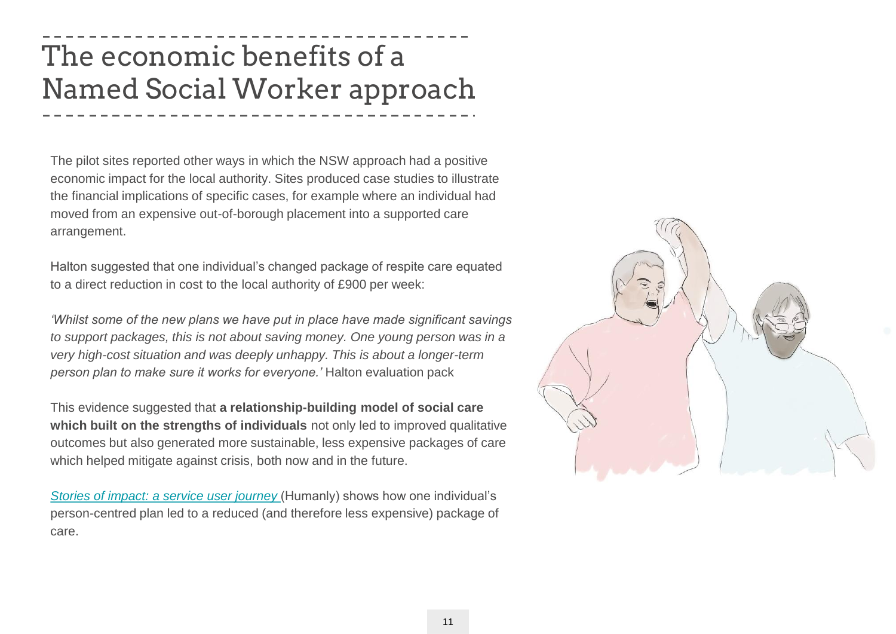# The economic benefits of a Named Social Worker approach

The pilot sites reported other ways in which the NSW approach had a positive economic impact for the local authority. Sites produced case studies to illustrate the financial implications of specific cases, for example where an individual had moved from an expensive out-of-borough placement into a supported care arrangement.

Halton suggested that one individual's changed package of respite care equated to a direct reduction in cost to the local authority of £900 per week:

*'Whilst some of the new plans we have put in place have made significant savings to support packages, this is not about saving money. One young person was in a very high-cost situation and was deeply unhappy. This is about a longer-term person plan to make sure it works for everyone.'* Halton evaluation pack

This evidence suggested that **a relationship-building model of social care which built on the strengths of individuals** not only led to improved qualitative outcomes but also generated more sustainable, less expensive packages of care which helped mitigate against crisis, both now and in the future.

*Stories of impact: a service user journey* (Humanly) shows how one individual's person-centred plan led to a reduced (and therefore less expensive) package of care.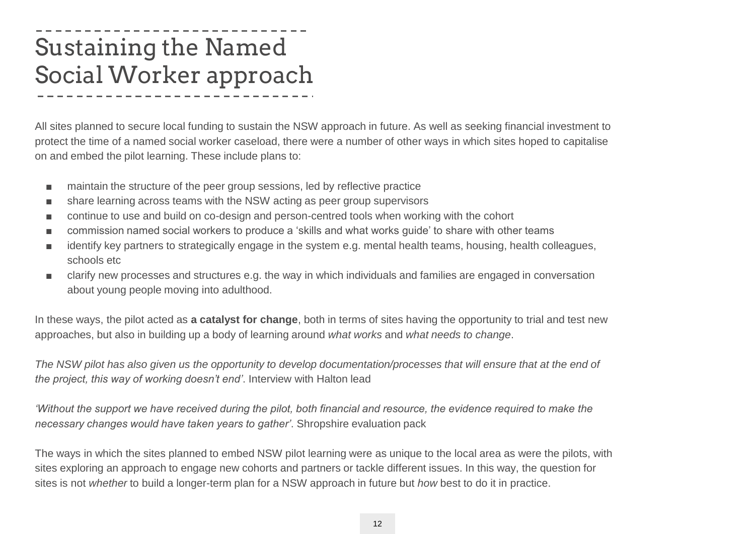# Sustaining the Named Social Worker approach

All sites planned to secure local funding to sustain the NSW approach in future. As well as seeking financial investment to protect the time of a named social worker caseload, there were a number of other ways in which sites hoped to capitalise on and embed the pilot learning. These include plans to:

- maintain the structure of the peer group sessions, led by reflective practice
- share learning across teams with the NSW acting as peer group supervisors
- continue to use and build on co-design and person-centred tools when working with the cohort
- commission named social workers to produce a 'skills and what works guide' to share with other teams
- identify key partners to strategically engage in the system e.g. mental health teams, housing, health colleagues, schools etc
- clarify new processes and structures e.g. the way in which individuals and families are engaged in conversation about young people moving into adulthood.

In these ways, the pilot acted as **a catalyst for change**, both in terms of sites having the opportunity to trial and test new approaches, but also in building up a body of learning around *what works* and *what needs to change*.

*The NSW pilot has also given us the opportunity to develop documentation/processes that will ensure that at the end of the project, this way of working doesn't end'*. Interview with Halton lead

*'Without the support we have received during the pilot, both financial and resource, the evidence required to make the necessary changes would have taken years to gather'*. Shropshire evaluation pack

The ways in which the sites planned to embed NSW pilot learning were as unique to the local area as were the pilots, with sites exploring an approach to engage new cohorts and partners or tackle different issues. In this way, the question for sites is not *whether* to build a longer-term plan for a NSW approach in future but *how* best to do it in practice.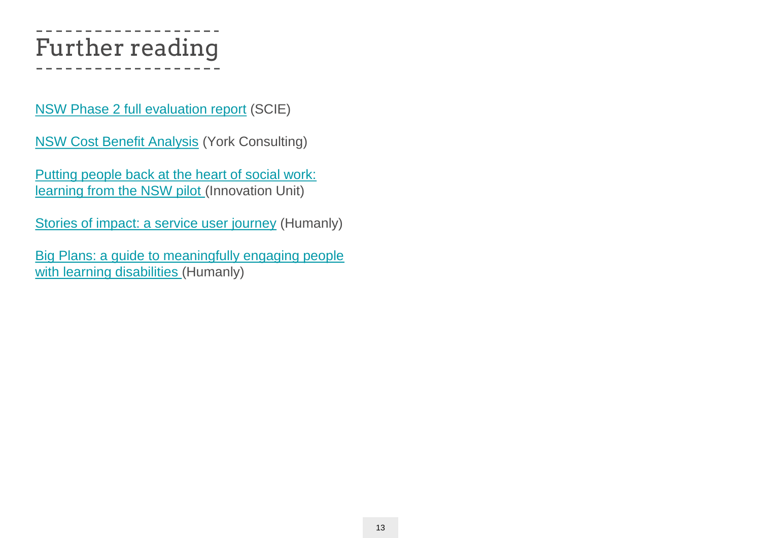# Further reading

NSW Phase 2 full evaluation report (SCIE)

NSW Cost Benefit Analysis (York Consulting)

Putting people back at the heart of social work: learning from the NSW pilot (Innovation Unit)

Stories of impact: a service user journey (Humanly)

Big Plans: a guide to meaningfully engaging people with learning disabilities (Humanly)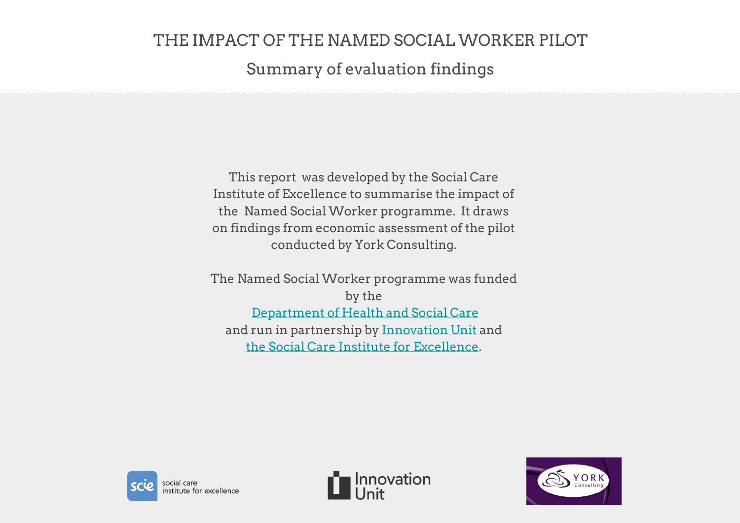# THE IMPACT OF THE NAMED SOCIAL WORKER PILOT

## Summary of evaluation findings

This report was developed by the Social Care Institute of Excellence to summarise the impact of the Named Social Worker programme. It draws on findings from economic assessment of the pilot conducted by York Consulting.

The Named Social Worker programme was funded by the Department of Health and Social Care and run in partnership by Innovation Unit and the Social Care Institute for Excellence.

scie social care institute for excellence

Innovation Unit

YORK Consulting